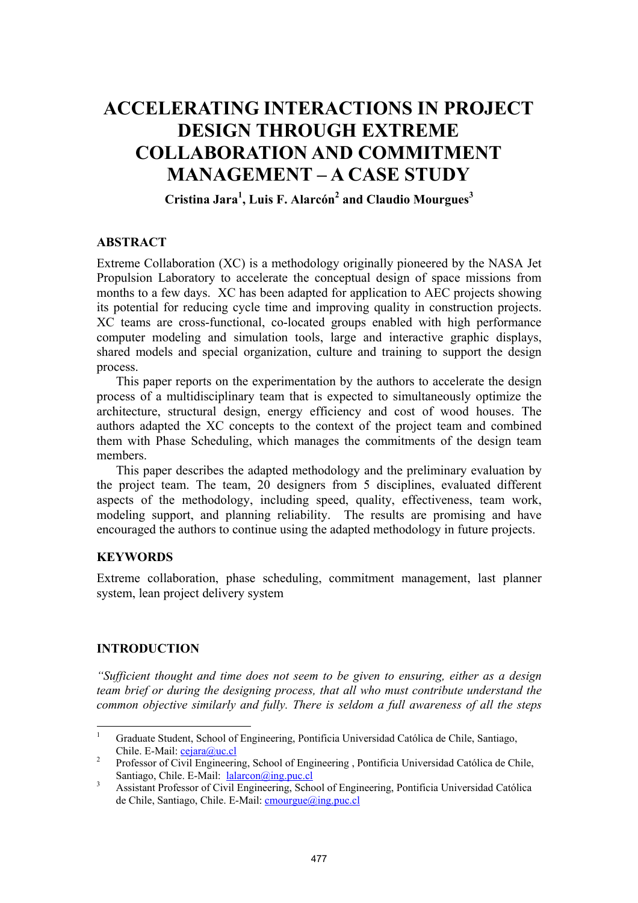# ACCELERATING INTERACTIONS IN PROJECT DESIGN THROUGH EXTREME COLLABORATION AND COMMITMENT MANAGEMENT – A CASE STUDY

**Cristina Jara[1], Luis F. Alarcón[2] and Claudio Mourgues[3]**

## ABSTRACT

Extreme Collaboration (XC) is a methodology originally pioneered by the NASA Jet Propulsion Laboratory to accelerate the conceptual design of space missions from months to a few days. XC has been adapted for application to AEC projects showing its potential for reducing cycle time and improving quality in construction projects. XC teams are cross-functional, co-located groups enabled with high performance computer modeling and simulation tools, large and interactive graphic displays, shared models and special organization, culture and training to support the design process.

This paper reports on the experimentation by the authors to accelerate the design process of a multidisciplinary team that is expected to simultaneously optimize the architecture, structural design, energy efficiency and cost of wood houses. The authors adapted the XC concepts to the context of the project team and combined them with Phase Scheduling, which manages the commitments of the design team members.

This paper describes the adapted methodology and the preliminary evaluation by the project team. The team, 20 designers from 5 disciplines, evaluated different aspects of the methodology, including speed, quality, effectiveness, team work, modeling support, and planning reliability. The results are promising and have encouraged the authors to continue using the adapted methodology in future projects.

## KEYWORDS

Extreme collaboration, phase scheduling, commitment management, last planner system, lean project delivery system

## INTRODUCTION

*"Sufficient thought and time does not seem to be given to ensuring, either as a design team brief or during the designing process, that all who must contribute understand the common objective similarly and fully. There is seldom a full awareness of all the steps*

---

[1] Graduate Student, School of Engineering, Pontificia Universidad Católica de Chile, Santiago, Chile. E-Mail: cejara@uc.cl

[2] Professor of Civil Engineering, School of Engineering , Pontificia Universidad Católica de Chile, Santiago, Chile. E-Mail: lalarcon@ing.puc.cl

[3] Assistant Professor of Civil Engineering, School of Engineering, Pontificia Universidad Católica de Chile, Santiago, Chile. E-Mail: cmourgue@ing.puc.cl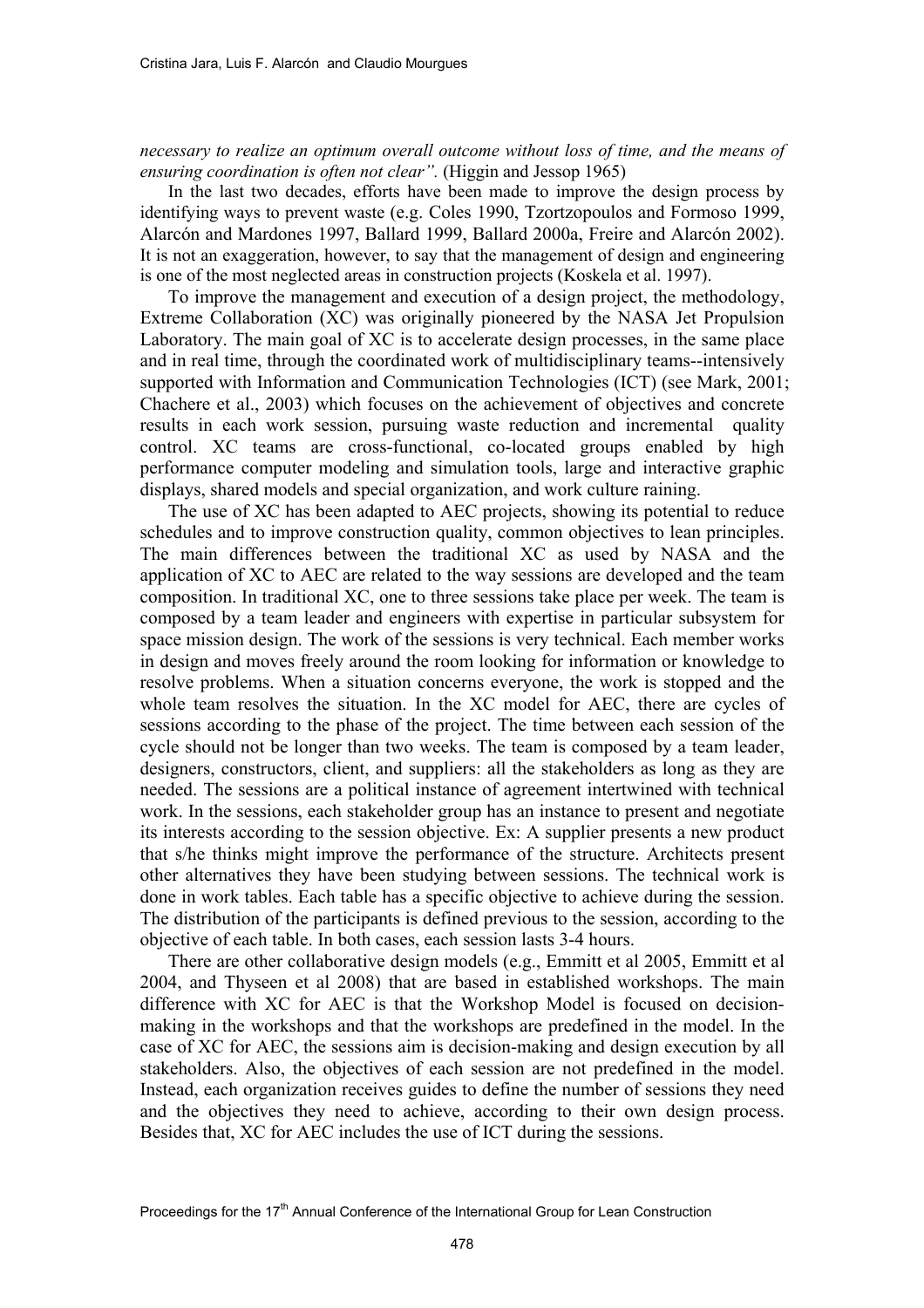*necessary to realize an optimum overall outcome without loss of time, and the means of ensuring coordination is often not clear".* (Higgin and Jessop 1965)

In the last two decades, efforts have been made to improve the design process by identifying ways to prevent waste (e.g. Coles 1990, Tzortzopoulos and Formoso 1999, Alarcón and Mardones 1997, Ballard 1999, Ballard 2000a, Freire and Alarcón 2002). It is not an exaggeration, however, to say that the management of design and engineering is one of the most neglected areas in construction projects (Koskela et al. 1997).

To improve the management and execution of a design project, the methodology, Extreme Collaboration (XC) was originally pioneered by the NASA Jet Propulsion Laboratory. The main goal of XC is to accelerate design processes, in the same place and in real time, through the coordinated work of multidisciplinary teams--intensively supported with Information and Communication Technologies (ICT) (see Mark, 2001; Chachere et al., 2003) which focuses on the achievement of objectives and concrete results in each work session, pursuing waste reduction and incremental quality control. XC teams are cross-functional, co-located groups enabled by high performance computer modeling and simulation tools, large and interactive graphic displays, shared models and special organization, and work culture raining.

The use of XC has been adapted to AEC projects, showing its potential to reduce schedules and to improve construction quality, common objectives to lean principles. The main differences between the traditional XC as used by NASA and the application of XC to AEC are related to the way sessions are developed and the team composition. In traditional XC, one to three sessions take place per week. The team is composed by a team leader and engineers with expertise in particular subsystem for space mission design. The work of the sessions is very technical. Each member works in design and moves freely around the room looking for information or knowledge to resolve problems. When a situation concerns everyone, the work is stopped and the whole team resolves the situation. In the XC model for AEC, there are cycles of sessions according to the phase of the project. The time between each session of the cycle should not be longer than two weeks. The team is composed by a team leader, designers, constructors, client, and suppliers: all the stakeholders as long as they are needed. The sessions are a political instance of agreement intertwined with technical work. In the sessions, each stakeholder group has an instance to present and negotiate its interests according to the session objective. Ex: A supplier presents a new product that s/he thinks might improve the performance of the structure. Architects present other alternatives they have been studying between sessions. The technical work is done in work tables. Each table has a specific objective to achieve during the session. The distribution of the participants is defined previous to the session, according to the objective of each table. In both cases, each session lasts 3-4 hours.

There are other collaborative design models (e.g., Emmitt et al 2005, Emmitt et al 2004, and Thyseen et al 2008) that are based in established workshops. The main difference with XC for AEC is that the Workshop Model is focused on decision-making in the workshops and that the workshops are predefined in the model. In the case of XC for AEC, the sessions aim is decision-making and design execution by all stakeholders. Also, the objectives of each session are not predefined in the model. Instead, each organization receives guides to define the number of sessions they need and the objectives they need to achieve, according to their own design process. Besides that, XC for AEC includes the use of ICT during the sessions.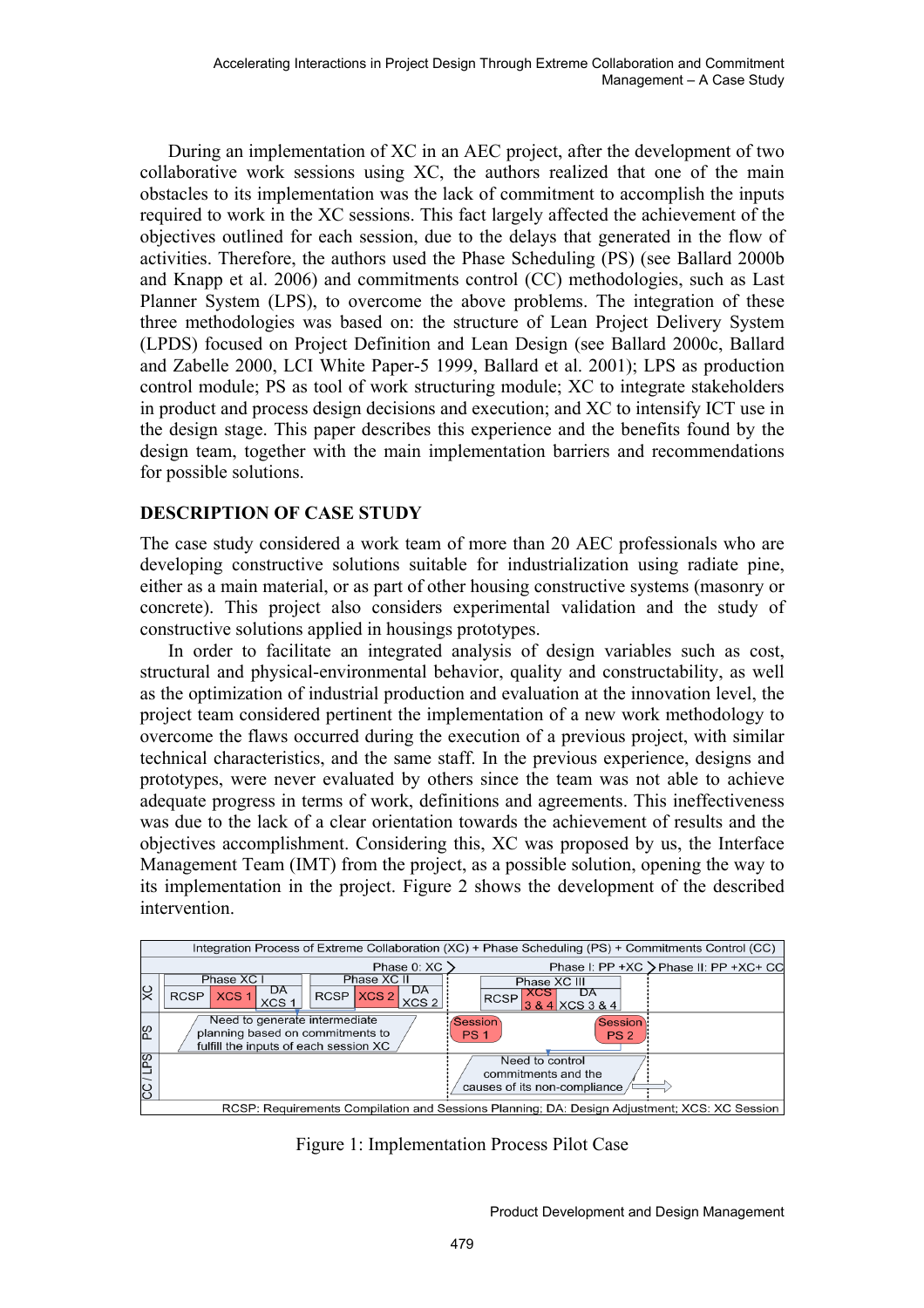During an implementation of XC in an AEC project, after the development of two collaborative work sessions using XC, the authors realized that one of the main obstacles to its implementation was the lack of commitment to accomplish the inputs required to work in the XC sessions. This fact largely affected the achievement of the objectives outlined for each session, due to the delays that generated in the flow of activities. Therefore, the authors used the Phase Scheduling (PS) (see Ballard 2000b and Knapp et al. 2006) and commitments control (CC) methodologies, such as Last Planner System (LPS), to overcome the above problems. The integration of these three methodologies was based on: the structure of Lean Project Delivery System (LPDS) focused on Project Definition and Lean Design (see Ballard 2000c, Ballard and Zabelle 2000, LCI White Paper-5 1999, Ballard et al. 2001); LPS as production control module; PS as tool of work structuring module; XC to integrate stakeholders in product and process design decisions and execution; and XC to intensify ICT use in the design stage. This paper describes this experience and the benefits found by the design team, together with the main implementation barriers and recommendations for possible solutions.

## DESCRIPTION OF CASE STUDY

The case study considered a work team of more than 20 AEC professionals who are developing constructive solutions suitable for industrialization using radiate pine, either as a main material, or as part of other housing constructive systems (masonry or concrete). This project also considers experimental validation and the study of constructive solutions applied in housings prototypes.

In order to facilitate an integrated analysis of design variables such as cost, structural and physical-environmental behavior, quality and constructability, as well as the optimization of industrial production and evaluation at the innovation level, the project team considered pertinent the implementation of a new work methodology to overcome the flaws occurred during the execution of a previous project, with similar technical characteristics, and the same staff. In the previous experience, designs and prototypes, were never evaluated by others since the team was not able to achieve adequate progress in terms of work, definitions and agreements. This ineffectiveness was due to the lack of a clear orientation towards the achievement of results and the objectives accomplishment. Considering this, XC was proposed by us, the Interface Management Team (IMT) from the project, as a possible solution, opening the way to its implementation in the project. Figure 2 shows the development of the described intervention.

| Integration Process of Extreme Collaboration (XC) + Phase Scheduling (PS) + Commitments Control (CC) | | |
|---|---|---|
| | Phase 0: XC | Phase I: PP +XC / Phase II: PP +XC+ CC |
| XC | Phase XC I: RCSP, XCS 1, DA XCS 1; Phase XC II: RCSP, XCS 2, DA XCS 2 | Phase XC III: RCSP, XCS 3 & 4, DA XCS 3 & 4 |
| PS | Need to generate intermediate planning based on commitments to fulfill the inputs of each session XC | Session PS 1; Session PS 2 |
| CC / LPS | | Need to control commitments and the causes of its non-compliance |

RCSP: Requirements Compilation and Sessions Planning; DA: Design Adjustment; XCS: XC Session

Figure 1: Implementation Process Pilot Case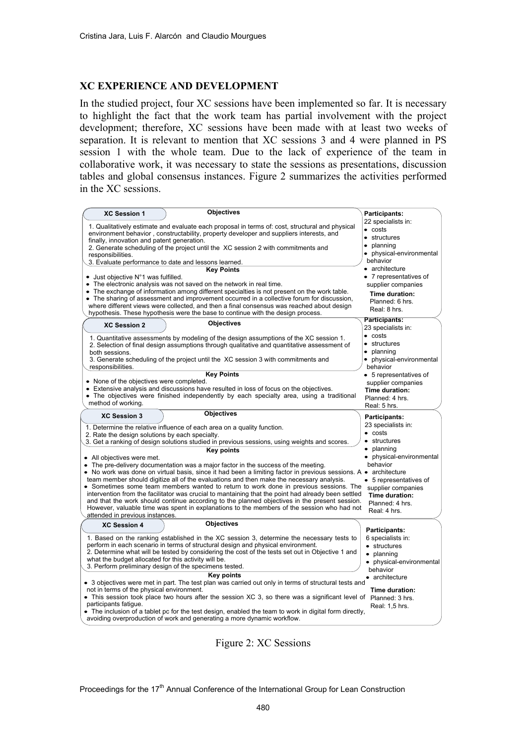## XC EXPERIENCE AND DEVELOPMENT

In the studied project, four XC sessions have been implemented so far. It is necessary to highlight the fact that the work team has partial involvement with the project development; therefore, XC sessions have been made with at least two weeks of separation. It is relevant to mention that XC sessions 3 and 4 were planned in PS session 1 with the whole team. Due to the lack of experience of the team in collaborative work, it was necessary to state the sessions as presentations, discussion tables and global consensus instances. Figure 2 summarizes the activities performed in the XC sessions.

| Session | Objectives / Key Points | Participants / Time duration |
| --- | --- | --- |
| **XC Session 1** | **Objectives**<br>1. Qualitatively estimate and evaluate each proposal in terms of: cost, structural and physical environment behavior , constructability, property developer and suppliers interests, and finally, innovation and patent generation.<br>2. Generate scheduling of the project until the XC session 2 with commitments and responsibilities.<br>3. Evaluate performance to date and lessons learned.<br>**Key Points**<br>• Just objective N°1 was fulfilled.<br>• The electronic analysis was not saved on the network in real time.<br>• The exchange of information among different specialties is not present on the work table.<br>• The sharing of assessment and improvement occurred in a collective forum for discussion, where different views were collected, and then a final consensus was reached about design hypothesis. These hypothesis were the base to continue with the design process. | **Participants:**<br>22 specialists in:<br>• costs<br>• structures<br>• planning<br>• physical-environmental behavior<br>• architecture<br>• 7 representatives of supplier companies<br>**Time duration:**<br>Planned: 6 hrs.<br>Real: 8 hrs. |
| **XC Session 2** | **Objectives**<br>1. Quantitative assessments by modeling of the design assumptions of the XC session 1.<br>2. Selection of final design assumptions through qualitative and quantitative assessment of both sessions.<br>3. Generate scheduling of the project until the XC session 3 with commitments and responsibilities.<br>**Key Points**<br>• None of the objectives were completed.<br>• Extensive analysis and discussions have resulted in loss of focus on the objectives.<br>• The objectives were finished independently by each specialty area, using a traditional method of working. | **Participants:**<br>23 specialists in:<br>• costs<br>• structures<br>• planning<br>• physical-environmental behavior<br>• 5 representatives of supplier companies<br>**Time duration:**<br>Planned: 4 hrs.<br>Real: 5 hrs. |
| **XC Session 3** | **Objectives**<br>1. Determine the relative influence of each area on a quality function.<br>2. Rate the design solutions by each specialty.<br>3. Get a ranking of design solutions studied in previous sessions, using weights and scores.<br>**Key points**<br>• All objectives were met.<br>• The pre-delivery documentation was a major factor in the success of the meeting.<br>• No work was done on virtual basis, since it had been a limiting factor in previous sessions. A team member should digitize all of the evaluations and then make the necessary analysis.<br>• Sometimes some team members wanted to return to work done in previous sessions. The intervention from the facilitator was crucial to mantaining that the point had already been settled and that the work should continue according to the planned objectives in the present session. However, valuable time was spent in explanations to the members of the session who had not attended in previous instances. | **Participants:**<br>23 specialists in:<br>• costs<br>• structures<br>• planning<br>• physical-environmental behavior<br>• architecture<br>• 5 representatives of supplier companies<br>**Time duration:**<br>Planned: 4 hrs.<br>Real: 4 hrs. |
| **XC Session 4** | **Objectives**<br>1. Based on the ranking established in the XC session 3, determine the necessary tests to perform in each scenario in terms of structural design and physical environment.<br>2. Determine what will be tested by considering the cost of the tests set out in Objective 1 and what the budget allocated for this activity will be.<br>3. Perform preliminary design of the specimens tested.<br>**Key points**<br>• 3 objectives were met in part. The test plan was carried out only in terms of structural tests and not in terms of the physical environment.<br>• This session took place two hours after the session XC 3, so there was a significant level of participants fatigue.<br>• The inclusion of a tablet pc for the test design, enabled the team to work in digital form directly, avoiding overproduction of work and generating a more dynamic workflow. | **Participants:**<br>6 specialists in:<br>• structures<br>• planning<br>• physical-environmental behavior<br>• architecture<br>**Time duration:**<br>Planned: 3 hrs.<br>Real: 1,5 hrs. |

Figure 2: XC Sessions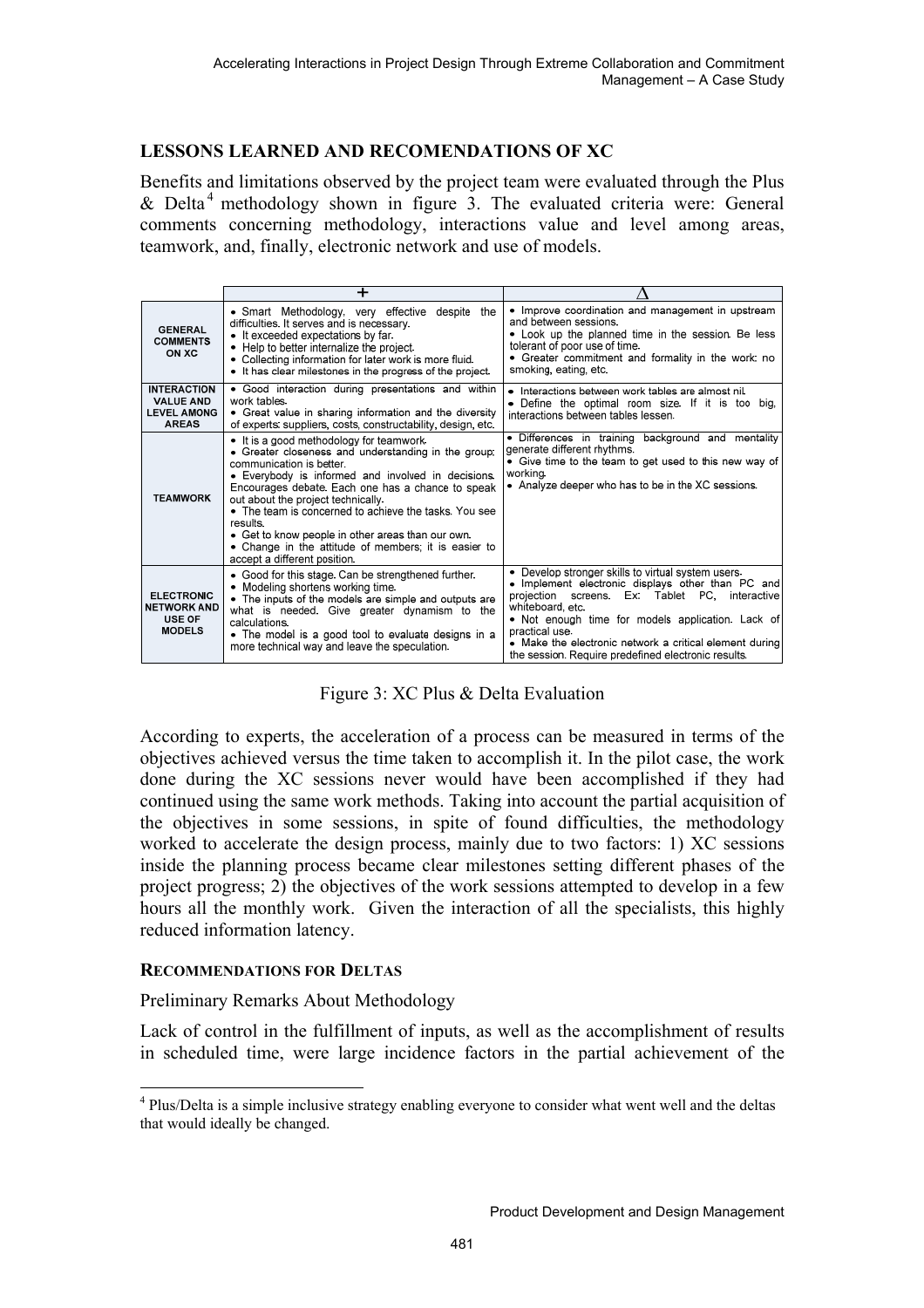## LESSONS LEARNED AND RECOMENDATIONS OF XC

Benefits and limitations observed by the project team were evaluated through the Plus & Delta[4] methodology shown in figure 3. The evaluated criteria were: General comments concerning methodology, interactions value and level among areas, teamwork, and, finally, electronic network and use of models.

| | + | Δ |
|---|---|---|
| **GENERAL COMMENTS ON XC** | • Smart Methodology, very effective despite the difficulties. It serves and is necessary.<br>• It exceeded expectations by far.<br>• Help to better internalize the project.<br>• Collecting information for later work is more fluid.<br>• It has clear milestones in the progress of the project. | • Improve coordination and management in upstream and between sessions.<br>• Look up the planned time in the session. Be less tolerant of poor use of time.<br>• Greater commitment and formality in the work: no smoking, eating, etc. |
| **INTERACTION VALUE AND LEVEL AMONG AREAS** | • Good interaction during presentations and within work tables.<br>• Great value in sharing information and the diversity of experts: suppliers, costs, constructability, design, etc. | • Interactions between work tables are almost nil.<br>• Define the optimal room size. If it is too big, interactions between tables lessen. |
| **TEAMWORK** | • It is a good methodology for teamwork.<br>• Greater closeness and understanding in the group; communication is better.<br>• Everybody is informed and involved in decisions. Encourages debate. Each one has a chance to speak out about the project technically.<br>• The team is concerned to achieve the tasks. You see results.<br>• Get to know people in other areas than our own.<br>• Change in the attitude of members; it is easier to accept a different position. | • Differences in training background and mentality generate different rhythms.<br>• Give time to the team to get used to this new way of working.<br>• Analyze deeper who has to be in the XC sessions. |
| **ELECTRONIC NETWORK AND USE OF MODELS** | • Good for this stage. Can be strengthened further.<br>• Modeling shortens working time.<br>• The inputs of the models are simple and outputs are what is needed. Give greater dynamism to the calculations.<br>• The model is a good tool to evaluate designs in a more technical way and leave the speculation. | • Develop stronger skills to virtual system users.<br>• Implement electronic displays other than PC and projection screens. Ex: Tablet PC, interactive whiteboard, etc.<br>• Not enough time for models application. Lack of practical use.<br>• Make the electronic network a critical element during the session. Require predefined electronic results. |

Figure 3: XC Plus & Delta Evaluation

According to experts, the acceleration of a process can be measured in terms of the objectives achieved versus the time taken to accomplish it. In the pilot case, the work done during the XC sessions never would have been accomplished if they had continued using the same work methods. Taking into account the partial acquisition of the objectives in some sessions, in spite of found difficulties, the methodology worked to accelerate the design process, mainly due to two factors: 1) XC sessions inside the planning process became clear milestones setting different phases of the project progress; 2) the objectives of the work sessions attempted to develop in a few hours all the monthly work. Given the interaction of all the specialists, this highly reduced information latency.

### RECOMMENDATIONS FOR DELTAS

Preliminary Remarks About Methodology

Lack of control in the fulfillment of inputs, as well as the accomplishment of results in scheduled time, were large incidence factors in the partial achievement of the

[4] Plus/Delta is a simple inclusive strategy enabling everyone to consider what went well and the deltas that would ideally be changed.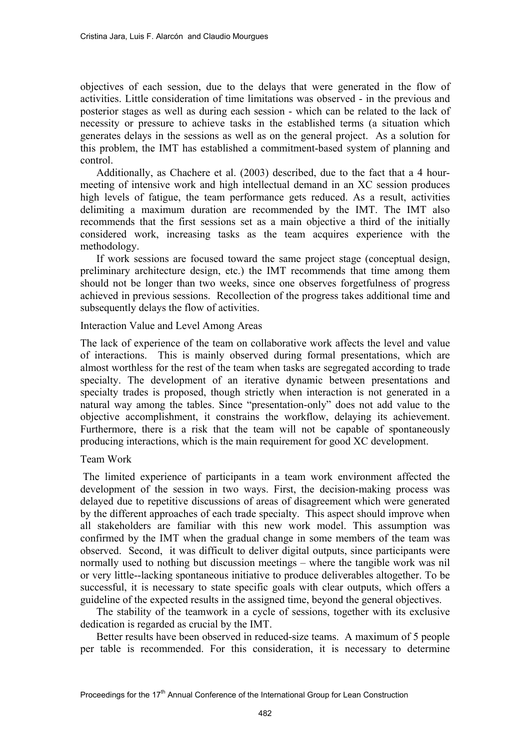objectives of each session, due to the delays that were generated in the flow of activities. Little consideration of time limitations was observed - in the previous and posterior stages as well as during each session - which can be related to the lack of necessity or pressure to achieve tasks in the established terms (a situation which generates delays in the sessions as well as on the general project. As a solution for this problem, the IMT has established a commitment-based system of planning and control.

Additionally, as Chachere et al. (2003) described, due to the fact that a 4 hour-meeting of intensive work and high intellectual demand in an XC session produces high levels of fatigue, the team performance gets reduced. As a result, activities delimiting a maximum duration are recommended by the IMT. The IMT also recommends that the first sessions set as a main objective a third of the initially considered work, increasing tasks as the team acquires experience with the methodology.

If work sessions are focused toward the same project stage (conceptual design, preliminary architecture design, etc.) the IMT recommends that time among them should not be longer than two weeks, since one observes forgetfulness of progress achieved in previous sessions. Recollection of the progress takes additional time and subsequently delays the flow of activities.

### Interaction Value and Level Among Areas

The lack of experience of the team on collaborative work affects the level and value of interactions. This is mainly observed during formal presentations, which are almost worthless for the rest of the team when tasks are segregated according to trade specialty. The development of an iterative dynamic between presentations and specialty trades is proposed, though strictly when interaction is not generated in a natural way among the tables. Since "presentation-only" does not add value to the objective accomplishment, it constrains the workflow, delaying its achievement. Furthermore, there is a risk that the team will not be capable of spontaneously producing interactions, which is the main requirement for good XC development.

### Team Work

The limited experience of participants in a team work environment affected the development of the session in two ways. First, the decision-making process was delayed due to repetitive discussions of areas of disagreement which were generated by the different approaches of each trade specialty. This aspect should improve when all stakeholders are familiar with this new work model. This assumption was confirmed by the IMT when the gradual change in some members of the team was observed. Second, it was difficult to deliver digital outputs, since participants were normally used to nothing but discussion meetings – where the tangible work was nil or very little--lacking spontaneous initiative to produce deliverables altogether. To be successful, it is necessary to state specific goals with clear outputs, which offers a guideline of the expected results in the assigned time, beyond the general objectives.

The stability of the teamwork in a cycle of sessions, together with its exclusive dedication is regarded as crucial by the IMT.

Better results have been observed in reduced-size teams. A maximum of 5 people per table is recommended. For this consideration, it is necessary to determine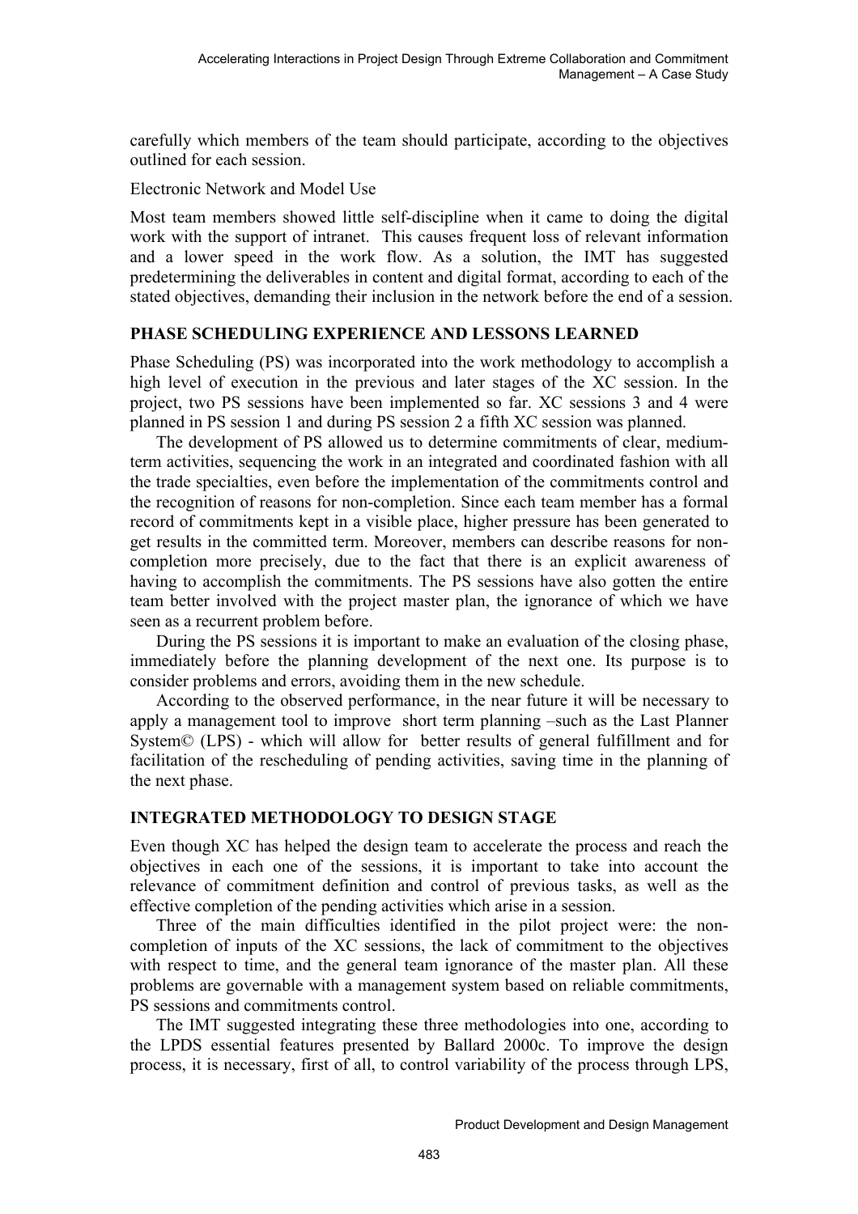carefully which members of the team should participate, according to the objectives outlined for each session.

Electronic Network and Model Use

Most team members showed little self-discipline when it came to doing the digital work with the support of intranet. This causes frequent loss of relevant information and a lower speed in the work flow. As a solution, the IMT has suggested predetermining the deliverables in content and digital format, according to each of the stated objectives, demanding their inclusion in the network before the end of a session.

## PHASE SCHEDULING EXPERIENCE AND LESSONS LEARNED

Phase Scheduling (PS) was incorporated into the work methodology to accomplish a high level of execution in the previous and later stages of the XC session. In the project, two PS sessions have been implemented so far. XC sessions 3 and 4 were planned in PS session 1 and during PS session 2 a fifth XC session was planned.

The development of PS allowed us to determine commitments of clear, medium-term activities, sequencing the work in an integrated and coordinated fashion with all the trade specialties, even before the implementation of the commitments control and the recognition of reasons for non-completion. Since each team member has a formal record of commitments kept in a visible place, higher pressure has been generated to get results in the committed term. Moreover, members can describe reasons for non-completion more precisely, due to the fact that there is an explicit awareness of having to accomplish the commitments. The PS sessions have also gotten the entire team better involved with the project master plan, the ignorance of which we have seen as a recurrent problem before.

During the PS sessions it is important to make an evaluation of the closing phase, immediately before the planning development of the next one. Its purpose is to consider problems and errors, avoiding them in the new schedule.

According to the observed performance, in the near future it will be necessary to apply a management tool to improve short term planning –such as the Last Planner System© (LPS) - which will allow for better results of general fulfillment and for facilitation of the rescheduling of pending activities, saving time in the planning of the next phase.

## INTEGRATED METHODOLOGY TO DESIGN STAGE

Even though XC has helped the design team to accelerate the process and reach the objectives in each one of the sessions, it is important to take into account the relevance of commitment definition and control of previous tasks, as well as the effective completion of the pending activities which arise in a session.

Three of the main difficulties identified in the pilot project were: the non-completion of inputs of the XC sessions, the lack of commitment to the objectives with respect to time, and the general team ignorance of the master plan. All these problems are governable with a management system based on reliable commitments, PS sessions and commitments control.

The IMT suggested integrating these three methodologies into one, according to the LPDS essential features presented by Ballard 2000c. To improve the design process, it is necessary, first of all, to control variability of the process through LPS,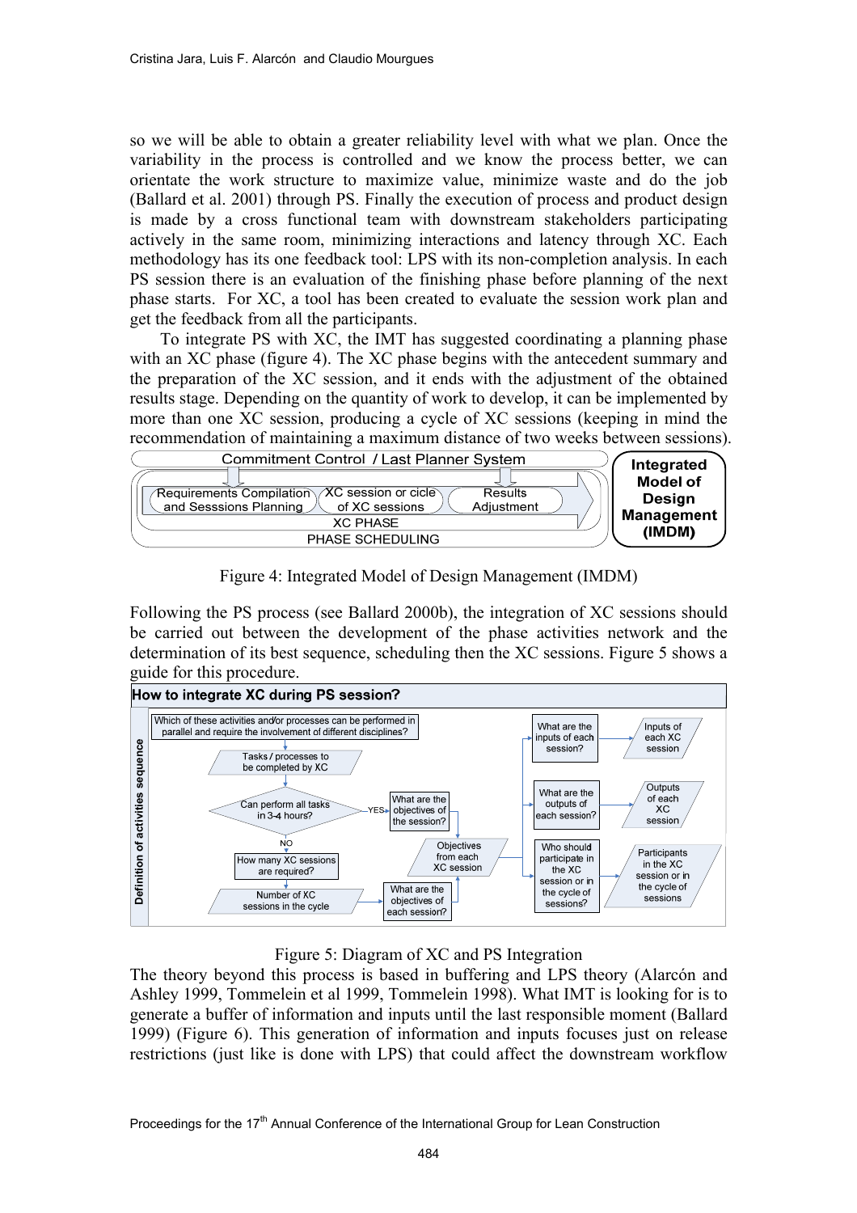so we will be able to obtain a greater reliability level with what we plan. Once the variability in the process is controlled and we know the process better, we can orientate the work structure to maximize value, minimize waste and do the job (Ballard et al. 2001) through PS. Finally the execution of process and product design is made by a cross functional team with downstream stakeholders participating actively in the same room, minimizing interactions and latency through XC. Each methodology has its one feedback tool: LPS with its non-completion analysis. In each PS session there is an evaluation of the finishing phase before planning of the next phase starts. For XC, a tool has been created to evaluate the session work plan and get the feedback from all the participants.

To integrate PS with XC, the IMT has suggested coordinating a planning phase with an XC phase (figure 4). The XC phase begins with the antecedent summary and the preparation of the XC session, and it ends with the adjustment of the obtained results stage. Depending on the quantity of work to develop, it can be implemented by more than one XC session, producing a cycle of XC sessions (keeping in mind the recommendation of maintaining a maximum distance of two weeks between sessions).

Commitment Control / Last Planner System

Requirements Compilation and Sesssions Planning → XC session or cicle of XC sessions → Results Adjustment

XC PHASE

PHASE SCHEDULING

**Integrated Model of Design Management (IMDM)**

Figure 4: Integrated Model of Design Management (IMDM)

Following the PS process (see Ballard 2000b), the integration of XC sessions should be carried out between the development of the phase activities network and the determination of its best sequence, scheduling then the XC sessions. Figure 5 shows a guide for this procedure.

**How to integrate XC during PS session?**

Definition of activities sequence

- Which of these activities and/or processes can be performed in parallel and require the involvement of different disciplines?
- Tasks / processes to be completed by XC
- Can perform all tasks in 3-4 hours?
  - YES → What are the objectives of the session?
  - NO → How many XC sessions are required? → Number of XC sessions in the cycle → What are the objectives of each session?
- Objectives from each XC session
- What are the inputs of each session? → Inputs of each XC session
- What are the outputs of each session? → Outputs of each XC session
- Who should participate in the XC session or in the cycle of sessions? → Participants in the XC session or in the cycle of sessions

Figure 5: Diagram of XC and PS Integration

The theory beyond this process is based in buffering and LPS theory (Alarcón and Ashley 1999, Tommelein et al 1999, Tommelein 1998). What IMT is looking for is to generate a buffer of information and inputs until the last responsible moment (Ballard 1999) (Figure 6). This generation of information and inputs focuses just on release restrictions (just like is done with LPS) that could affect the downstream workflow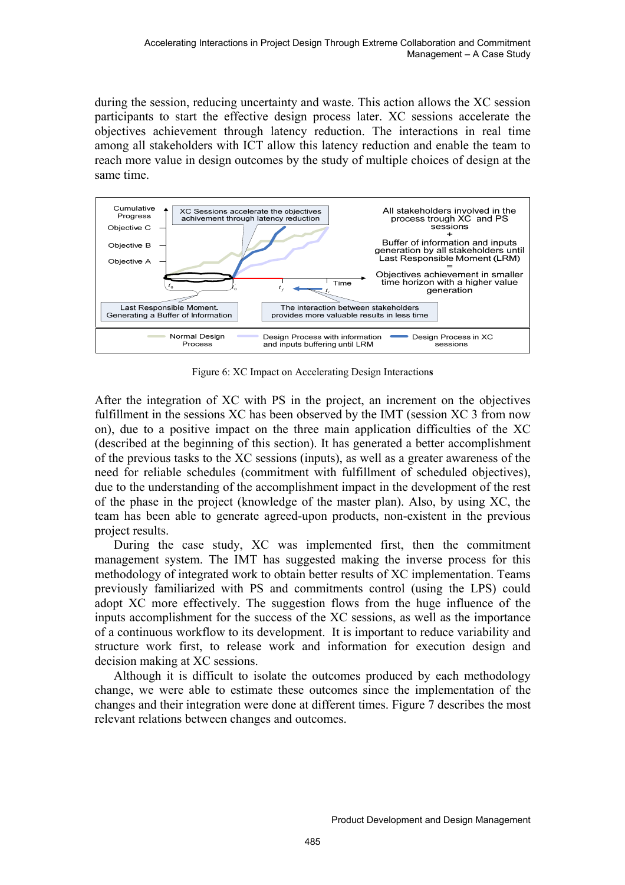during the session, reducing uncertainty and waste. This action allows the XC session participants to start the effective design process later. XC sessions accelerate the objectives achievement through latency reduction. The interactions in real time among all stakeholders with ICT allow this latency reduction and enable the team to reach more value in design outcomes by the study of multiple choices of design at the same time.

Figure 6: XC Impact on Accelerating Design Interactions

After the integration of XC with PS in the project, an increment on the objectives fulfillment in the sessions XC has been observed by the IMT (session XC 3 from now on), due to a positive impact on the three main application difficulties of the XC (described at the beginning of this section). It has generated a better accomplishment of the previous tasks to the XC sessions (inputs), as well as a greater awareness of the need for reliable schedules (commitment with fulfillment of scheduled objectives), due to the understanding of the accomplishment impact in the development of the rest of the phase in the project (knowledge of the master plan). Also, by using XC, the team has been able to generate agreed-upon products, non-existent in the previous project results.

During the case study, XC was implemented first, then the commitment management system. The IMT has suggested making the inverse process for this methodology of integrated work to obtain better results of XC implementation. Teams previously familiarized with PS and commitments control (using the LPS) could adopt XC more effectively. The suggestion flows from the huge influence of the inputs accomplishment for the success of the XC sessions, as well as the importance of a continuous workflow to its development. It is important to reduce variability and structure work first, to release work and information for execution design and decision making at XC sessions.

Although it is difficult to isolate the outcomes produced by each methodology change, we were able to estimate these outcomes since the implementation of the changes and their integration were done at different times. Figure 7 describes the most relevant relations between changes and outcomes.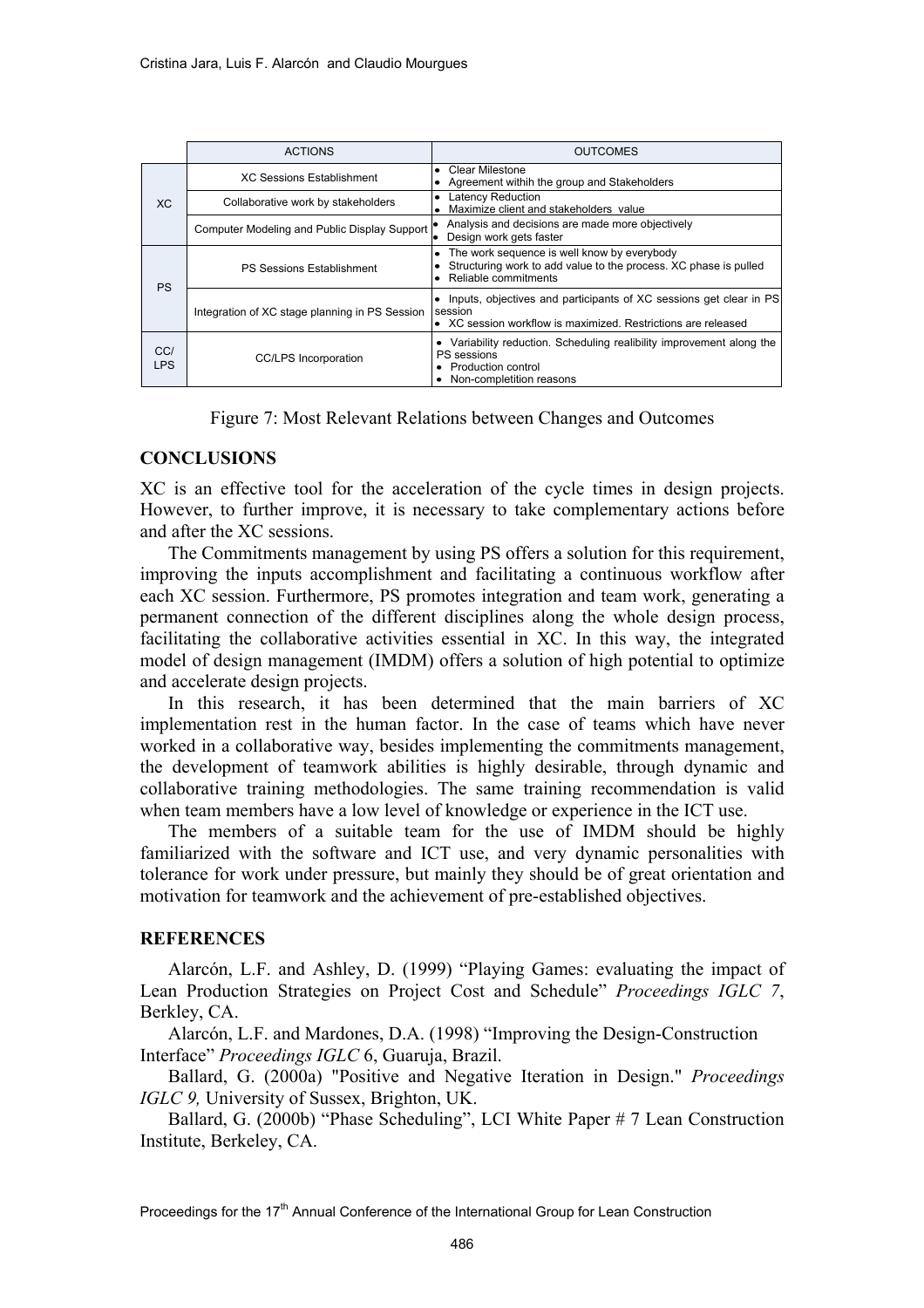| | ACTIONS | OUTCOMES |
|---|---|---|
| XC | XC Sessions Establishment | • Clear Milestone<br>• Agreement withih the group and Stakeholders |
| | Collaborative work by stakeholders | • Latency Reduction<br>• Maximize client and stakeholders value |
| | Computer Modeling and Public Display Support | • Analysis and decisions are made more objectively<br>• Design work gets faster |
| PS | PS Sessions Establishment | • The work sequence is well know by everybody<br>• Structuring work to add value to the process. XC phase is pulled<br>• Reliable commitments |
| | Integration of XC stage planning in PS Session | • Inputs, objectives and participants of XC sessions get clear in PS session<br>• XC session workflow is maximized. Restrictions are released |
| CC/ LPS | CC/LPS Incorporation | • Variability reduction. Scheduling realibility improvement along the PS sessions<br>• Production control<br>• Non-completition reasons |

Figure 7: Most Relevant Relations between Changes and Outcomes

## CONCLUSIONS

XC is an effective tool for the acceleration of the cycle times in design projects. However, to further improve, it is necessary to take complementary actions before and after the XC sessions.

The Commitments management by using PS offers a solution for this requirement, improving the inputs accomplishment and facilitating a continuous workflow after each XC session. Furthermore, PS promotes integration and team work, generating a permanent connection of the different disciplines along the whole design process, facilitating the collaborative activities essential in XC. In this way, the integrated model of design management (IMDM) offers a solution of high potential to optimize and accelerate design projects.

In this research, it has been determined that the main barriers of XC implementation rest in the human factor. In the case of teams which have never worked in a collaborative way, besides implementing the commitments management, the development of teamwork abilities is highly desirable, through dynamic and collaborative training methodologies. The same training recommendation is valid when team members have a low level of knowledge or experience in the ICT use.

The members of a suitable team for the use of IMDM should be highly familiarized with the software and ICT use, and very dynamic personalities with tolerance for work under pressure, but mainly they should be of great orientation and motivation for teamwork and the achievement of pre-established objectives.

## REFERENCES

Alarcón, L.F. and Ashley, D. (1999) "Playing Games: evaluating the impact of Lean Production Strategies on Project Cost and Schedule" *Proceedings IGLC 7*, Berkley, CA.

Alarcón, L.F. and Mardones, D.A. (1998) "Improving the Design-Construction Interface" *Proceedings IGLC* 6, Guaruja, Brazil.

Ballard, G. (2000a) "Positive and Negative Iteration in Design." *Proceedings IGLC 9,* University of Sussex, Brighton, UK.

Ballard, G. (2000b) "Phase Scheduling", LCI White Paper # 7 Lean Construction Institute, Berkeley, CA.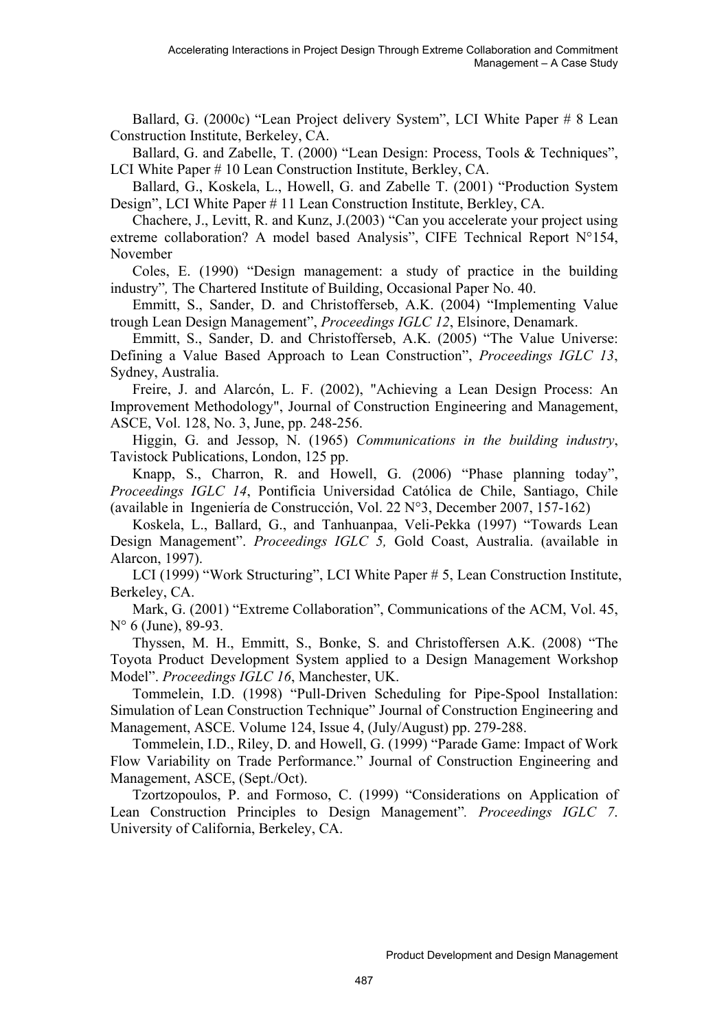Ballard, G. (2000c) “Lean Project delivery System”, LCI White Paper # 8 Lean Construction Institute, Berkeley, CA.

Ballard, G. and Zabelle, T. (2000) “Lean Design: Process, Tools & Techniques”, LCI White Paper # 10 Lean Construction Institute, Berkley, CA.

Ballard, G., Koskela, L., Howell, G. and Zabelle T. (2001) “Production System Design”, LCI White Paper # 11 Lean Construction Institute, Berkley, CA.

Chachere, J., Levitt, R. and Kunz, J.(2003) “Can you accelerate your project using extreme collaboration? A model based Analysis”, CIFE Technical Report N°154, November

Coles, E. (1990) “Design management: a study of practice in the building industry”*,* The Chartered Institute of Building, Occasional Paper No. 40.

Emmitt, S., Sander, D. and Christofferseb, A.K. (2004) “Implementing Value trough Lean Design Management”, *Proceedings IGLC 12*, Elsinore, Denamark.

Emmitt, S., Sander, D. and Christofferseb, A.K. (2005) “The Value Universe: Defining a Value Based Approach to Lean Construction”, *Proceedings IGLC 13*, Sydney, Australia.

Freire, J. and Alarcón, L. F. (2002), "Achieving a Lean Design Process: An Improvement Methodology", Journal of Construction Engineering and Management, ASCE, Vol. 128, No. 3, June, pp. 248-256.

Higgin, G. and Jessop, N. (1965) *Communications in the building industry*, Tavistock Publications, London, 125 pp.

Knapp, S., Charron, R. and Howell, G. (2006) “Phase planning today”, *Proceedings IGLC 14*, Pontificia Universidad Católica de Chile, Santiago, Chile (available in Ingeniería de Construcción, Vol. 22 N°3, December 2007, 157-162)

Koskela, L., Ballard, G., and Tanhuanpaa, Veli-Pekka (1997) “Towards Lean Design Management”. *Proceedings IGLC 5,* Gold Coast, Australia. (available in Alarcon, 1997).

LCI (1999) “Work Structuring”, LCI White Paper # 5, Lean Construction Institute, Berkeley, CA.

Mark, G. (2001) “Extreme Collaboration”, Communications of the ACM, Vol. 45, N° 6 (June), 89-93.

Thyssen, M. H., Emmitt, S., Bonke, S. and Christoffersen A.K. (2008) “The Toyota Product Development System applied to a Design Management Workshop Model”. *Proceedings IGLC 16*, Manchester, UK.

Tommelein, I.D. (1998) “Pull-Driven Scheduling for Pipe-Spool Installation: Simulation of Lean Construction Technique” Journal of Construction Engineering and Management, ASCE. Volume 124, Issue 4, (July/August) pp. 279-288.

Tommelein, I.D., Riley, D. and Howell, G. (1999) “Parade Game: Impact of Work Flow Variability on Trade Performance.” Journal of Construction Engineering and Management, ASCE, (Sept./Oct).

Tzortzopoulos, P. and Formoso, C. (1999) “Considerations on Application of Lean Construction Principles to Design Management”*. Proceedings IGLC 7*. University of California, Berkeley, CA.